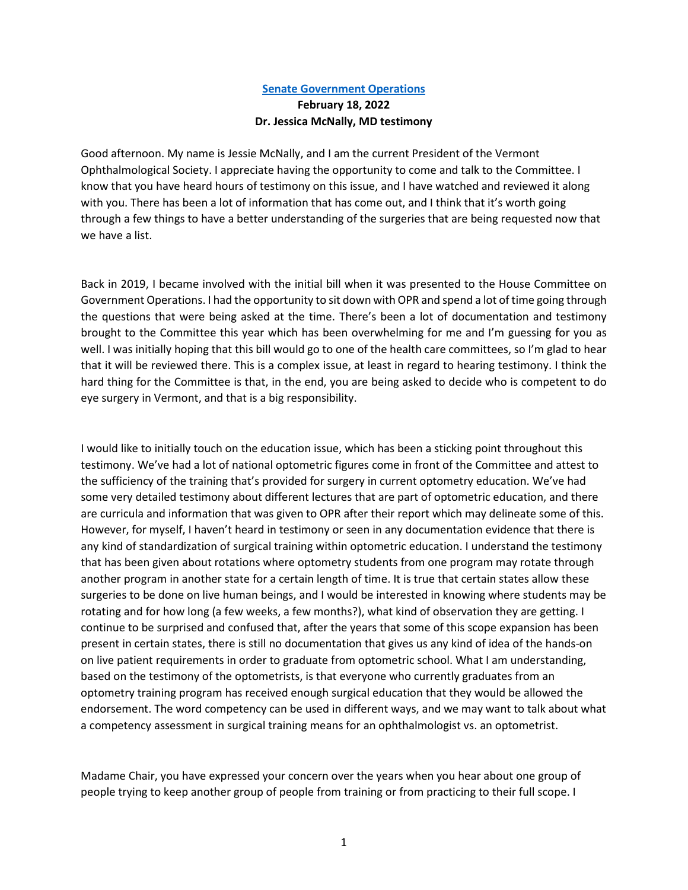**[Senate Government Operations](#)**

**February 18, 2022**

**Dr. Jessica McNally, MD testimony**

Good afternoon. My name is Jessie McNally, and I am the current President of the Vermont Ophthalmological Society. I appreciate having the opportunity to come and talk to the Committee. I know that you have heard hours of testimony on this issue, and I have watched and reviewed it along with you. There has been a lot of information that has come out, and I think that it's worth going through a few things to have a better understanding of the surgeries that are being requested now that we have a list.

Back in 2019, I became involved with the initial bill when it was presented to the House Committee on Government Operations. I had the opportunity to sit down with OPR and spend a lot of time going through the questions that were being asked at the time. There's been a lot of documentation and testimony brought to the Committee this year which has been overwhelming for me and I'm guessing for you as well. I was initially hoping that this bill would go to one of the health care committees, so I'm glad to hear that it will be reviewed there. This is a complex issue, at least in regard to hearing testimony. I think the hard thing for the Committee is that, in the end, you are being asked to decide who is competent to do eye surgery in Vermont, and that is a big responsibility.

I would like to initially touch on the education issue, which has been a sticking point throughout this testimony. We've had a lot of national optometric figures come in front of the Committee and attest to the sufficiency of the training that's provided for surgery in current optometry education. We've had some very detailed testimony about different lectures that are part of optometric education, and there are curricula and information that was given to OPR after their report which may delineate some of this. However, for myself, I haven't heard in testimony or seen in any documentation evidence that there is any kind of standardization of surgical training within optometric education. I understand the testimony that has been given about rotations where optometry students from one program may rotate through another program in another state for a certain length of time. It is true that certain states allow these surgeries to be done on live human beings, and I would be interested in knowing where students may be rotating and for how long (a few weeks, a few months?), what kind of observation they are getting. I continue to be surprised and confused that, after the years that some of this scope expansion has been present in certain states, there is still no documentation that gives us any kind of idea of the hands-on on live patient requirements in order to graduate from optometric school. What I am understanding, based on the testimony of the optometrists, is that everyone who currently graduates from an optometry training program has received enough surgical education that they would be allowed the endorsement. The word competency can be used in different ways, and we may want to talk about what a competency assessment in surgical training means for an ophthalmologist vs. an optometrist.

Madame Chair, you have expressed your concern over the years when you hear about one group of people trying to keep another group of people from training or from practicing to their full scope. I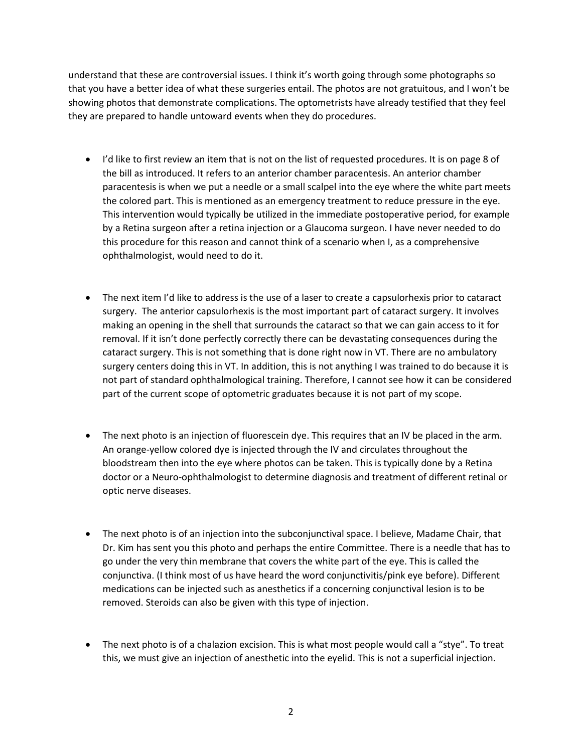understand that these are controversial issues. I think it's worth going through some photographs so that you have a better idea of what these surgeries entail. The photos are not gratuitous, and I won't be showing photos that demonstrate complications. The optometrists have already testified that they feel they are prepared to handle untoward events when they do procedures.

- I'd like to first review an item that is not on the list of requested procedures. It is on page 8 of the bill as introduced. It refers to an anterior chamber paracentesis. An anterior chamber paracentesis is when we put a needle or a small scalpel into the eye where the white part meets the colored part. This is mentioned as an emergency treatment to reduce pressure in the eye. This intervention would typically be utilized in the immediate postoperative period, for example by a Retina surgeon after a retina injection or a Glaucoma surgeon. I have never needed to do this procedure for this reason and cannot think of a scenario when I, as a comprehensive ophthalmologist, would need to do it.

- The next item I'd like to address is the use of a laser to create a capsulorhexis prior to cataract surgery. The anterior capsulorhexis is the most important part of cataract surgery. It involves making an opening in the shell that surrounds the cataract so that we can gain access to it for removal. If it isn't done perfectly correctly there can be devastating consequences during the cataract surgery. This is not something that is done right now in VT. There are no ambulatory surgery centers doing this in VT. In addition, this is not anything I was trained to do because it is not part of standard ophthalmological training. Therefore, I cannot see how it can be considered part of the current scope of optometric graduates because it is not part of my scope.

- The next photo is an injection of fluorescein dye. This requires that an IV be placed in the arm. An orange-yellow colored dye is injected through the IV and circulates throughout the bloodstream then into the eye where photos can be taken. This is typically done by a Retina doctor or a Neuro-ophthalmologist to determine diagnosis and treatment of different retinal or optic nerve diseases.

- The next photo is of an injection into the subconjunctival space. I believe, Madame Chair, that Dr. Kim has sent you this photo and perhaps the entire Committee. There is a needle that has to go under the very thin membrane that covers the white part of the eye. This is called the conjunctiva. (I think most of us have heard the word conjunctivitis/pink eye before). Different medications can be injected such as anesthetics if a concerning conjunctival lesion is to be removed. Steroids can also be given with this type of injection.

- The next photo is of a chalazion excision. This is what most people would call a "stye". To treat this, we must give an injection of anesthetic into the eyelid. This is not a superficial injection.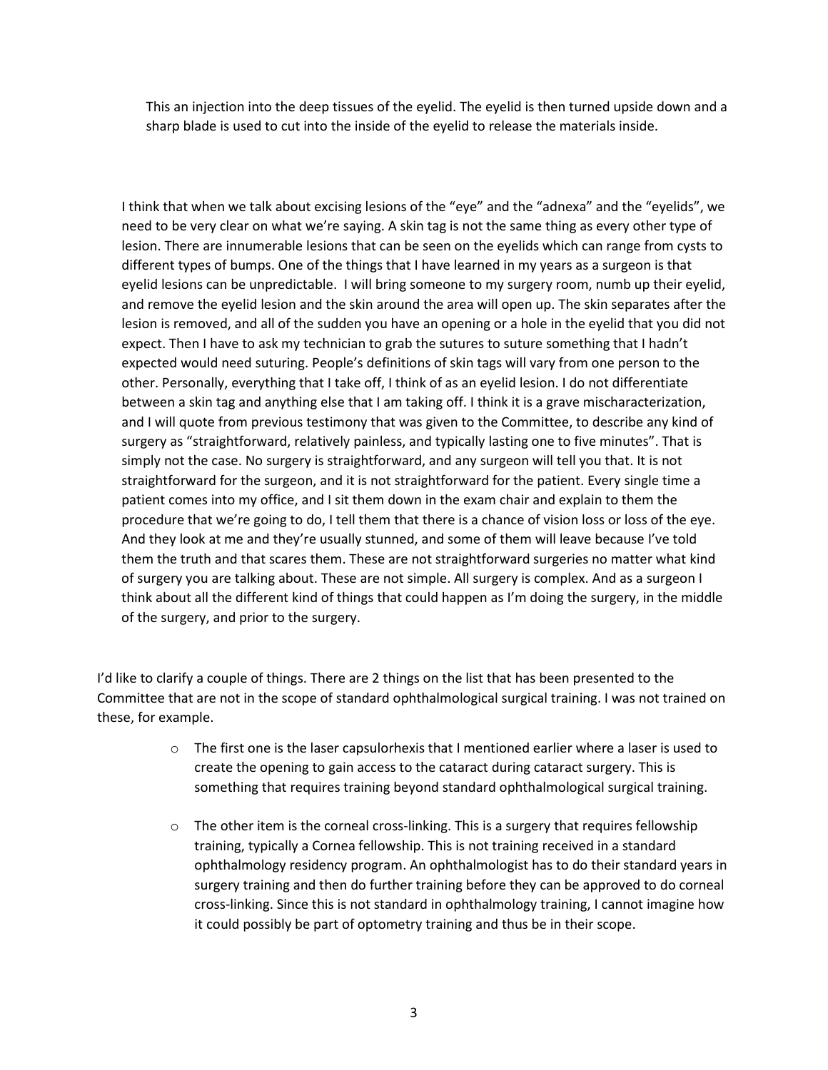This an injection into the deep tissues of the eyelid. The eyelid is then turned upside down and a sharp blade is used to cut into the inside of the eyelid to release the materials inside.

I think that when we talk about excising lesions of the "eye" and the "adnexa" and the "eyelids", we need to be very clear on what we're saying. A skin tag is not the same thing as every other type of lesion. There are innumerable lesions that can be seen on the eyelids which can range from cysts to different types of bumps. One of the things that I have learned in my years as a surgeon is that eyelid lesions can be unpredictable. I will bring someone to my surgery room, numb up their eyelid, and remove the eyelid lesion and the skin around the area will open up. The skin separates after the lesion is removed, and all of the sudden you have an opening or a hole in the eyelid that you did not expect. Then I have to ask my technician to grab the sutures to suture something that I hadn't expected would need suturing. People's definitions of skin tags will vary from one person to the other. Personally, everything that I take off, I think of as an eyelid lesion. I do not differentiate between a skin tag and anything else that I am taking off. I think it is a grave mischaracterization, and I will quote from previous testimony that was given to the Committee, to describe any kind of surgery as "straightforward, relatively painless, and typically lasting one to five minutes". That is simply not the case. No surgery is straightforward, and any surgeon will tell you that. It is not straightforward for the surgeon, and it is not straightforward for the patient. Every single time a patient comes into my office, and I sit them down in the exam chair and explain to them the procedure that we're going to do, I tell them that there is a chance of vision loss or loss of the eye. And they look at me and they're usually stunned, and some of them will leave because I've told them the truth and that scares them. These are not straightforward surgeries no matter what kind of surgery you are talking about. These are not simple. All surgery is complex. And as a surgeon I think about all the different kind of things that could happen as I'm doing the surgery, in the middle of the surgery, and prior to the surgery.

I'd like to clarify a couple of things. There are 2 things on the list that has been presented to the Committee that are not in the scope of standard ophthalmological surgical training. I was not trained on these, for example.

- The first one is the laser capsulorhexis that I mentioned earlier where a laser is used to create the opening to gain access to the cataract during cataract surgery. This is something that requires training beyond standard ophthalmological surgical training.

- The other item is the corneal cross-linking. This is a surgery that requires fellowship training, typically a Cornea fellowship. This is not training received in a standard ophthalmology residency program. An ophthalmologist has to do their standard years in surgery training and then do further training before they can be approved to do corneal cross-linking. Since this is not standard in ophthalmology training, I cannot imagine how it could possibly be part of optometry training and thus be in their scope.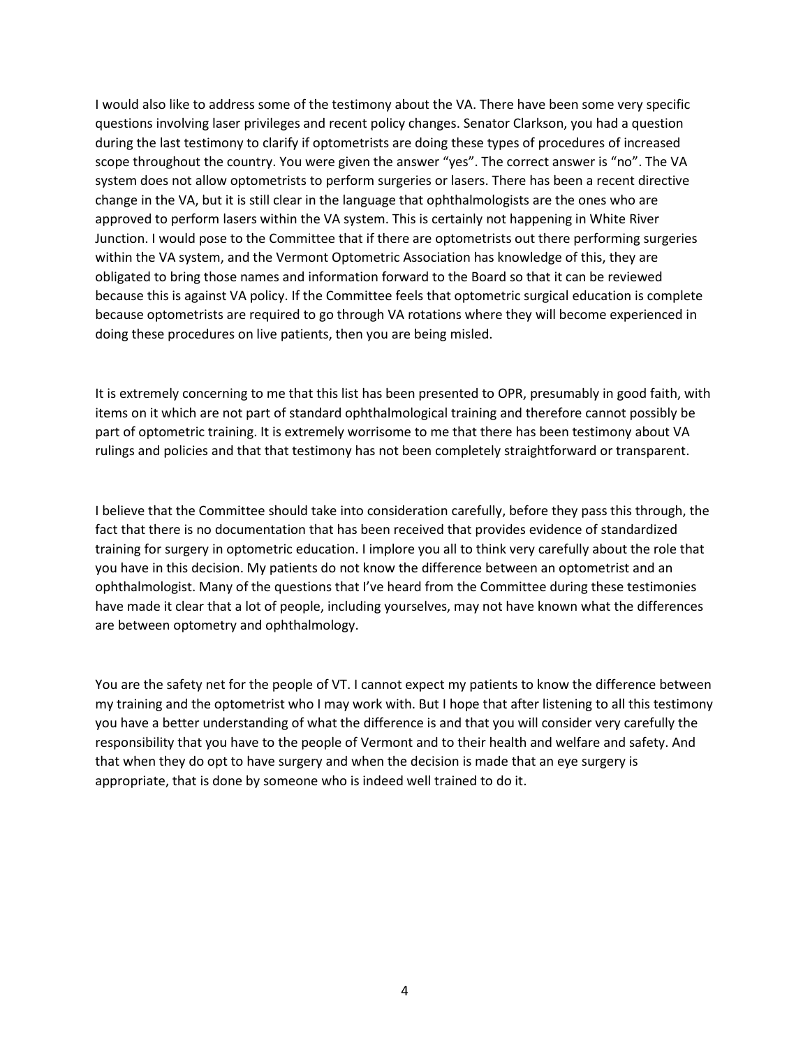I would also like to address some of the testimony about the VA. There have been some very specific questions involving laser privileges and recent policy changes. Senator Clarkson, you had a question during the last testimony to clarify if optometrists are doing these types of procedures of increased scope throughout the country. You were given the answer "yes". The correct answer is "no". The VA system does not allow optometrists to perform surgeries or lasers. There has been a recent directive change in the VA, but it is still clear in the language that ophthalmologists are the ones who are approved to perform lasers within the VA system. This is certainly not happening in White River Junction. I would pose to the Committee that if there are optometrists out there performing surgeries within the VA system, and the Vermont Optometric Association has knowledge of this, they are obligated to bring those names and information forward to the Board so that it can be reviewed because this is against VA policy. If the Committee feels that optometric surgical education is complete because optometrists are required to go through VA rotations where they will become experienced in doing these procedures on live patients, then you are being misled.

It is extremely concerning to me that this list has been presented to OPR, presumably in good faith, with items on it which are not part of standard ophthalmological training and therefore cannot possibly be part of optometric training. It is extremely worrisome to me that there has been testimony about VA rulings and policies and that that testimony has not been completely straightforward or transparent.

I believe that the Committee should take into consideration carefully, before they pass this through, the fact that there is no documentation that has been received that provides evidence of standardized training for surgery in optometric education. I implore you all to think very carefully about the role that you have in this decision. My patients do not know the difference between an optometrist and an ophthalmologist. Many of the questions that I've heard from the Committee during these testimonies have made it clear that a lot of people, including yourselves, may not have known what the differences are between optometry and ophthalmology.

You are the safety net for the people of VT. I cannot expect my patients to know the difference between my training and the optometrist who I may work with. But I hope that after listening to all this testimony you have a better understanding of what the difference is and that you will consider very carefully the responsibility that you have to the people of Vermont and to their health and welfare and safety. And that when they do opt to have surgery and when the decision is made that an eye surgery is appropriate, that is done by someone who is indeed well trained to do it.